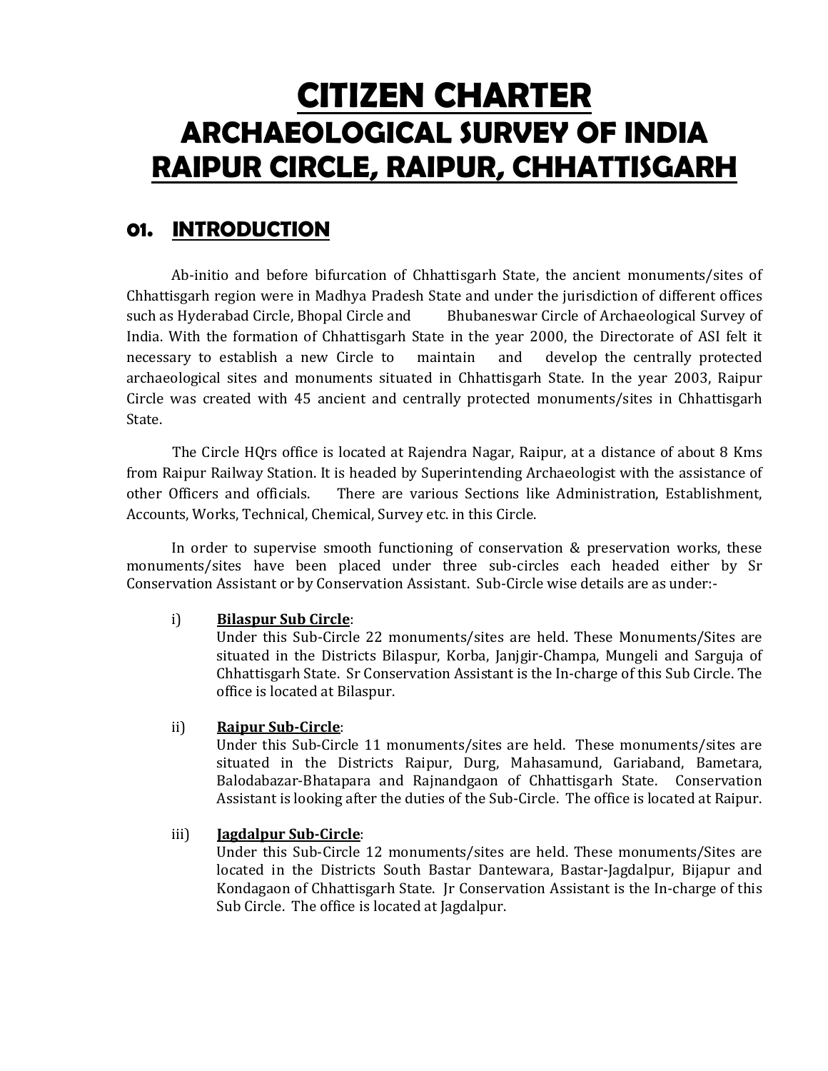# CITIZEN CHARTER

# ARCHAEOLOGICAL SURVEY OF INDIA

# RAIPUR CIRCLE, RAIPUR, CHHATTISGARH

## 01. INTRODUCTION

Ab-initio and before bifurcation of Chhattisgarh State, the ancient monuments/sites of Chhattisgarh region were in Madhya Pradesh State and under the jurisdiction of different offices such as Hyderabad Circle, Bhopal Circle and Bhubaneswar Circle of Archaeological Survey of India. With the formation of Chhattisgarh State in the year 2000, the Directorate of ASI felt it necessary to establish a new Circle to maintain and develop the centrally protected archaeological sites and monuments situated in Chhattisgarh State. In the year 2003, Raipur Circle was created with 45 ancient and centrally protected monuments/sites in Chhattisgarh State.

The Circle HQrs office is located at Rajendra Nagar, Raipur, at a distance of about 8 Kms from Raipur Railway Station. It is headed by Superintending Archaeologist with the assistance of other Officers and officials. There are various Sections like Administration, Establishment, Accounts, Works, Technical, Chemical, Survey etc. in this Circle.

In order to supervise smooth functioning of conservation & preservation works, these monuments/sites have been placed under three sub-circles each headed either by Sr Conservation Assistant or by Conservation Assistant. Sub-Circle wise details are as under:-

i) **Bilaspur Sub Circle**:
Under this Sub-Circle 22 monuments/sites are held. These Monuments/Sites are situated in the Districts Bilaspur, Korba, Janjgir-Champa, Mungeli and Sarguja of Chhattisgarh State. Sr Conservation Assistant is the In-charge of this Sub Circle. The office is located at Bilaspur.

ii) **Raipur Sub-Circle**:
Under this Sub-Circle 11 monuments/sites are held. These monuments/sites are situated in the Districts Raipur, Durg, Mahasamund, Gariaband, Bametara, Balodabazar-Bhatapara and Rajnandgaon of Chhattisgarh State. Conservation Assistant is looking after the duties of the Sub-Circle. The office is located at Raipur.

iii) **Jagdalpur Sub-Circle**:
Under this Sub-Circle 12 monuments/sites are held. These monuments/Sites are located in the Districts South Bastar Dantewara, Bastar-Jagdalpur, Bijapur and Kondagaon of Chhattisgarh State. Jr Conservation Assistant is the In-charge of this Sub Circle. The office is located at Jagdalpur.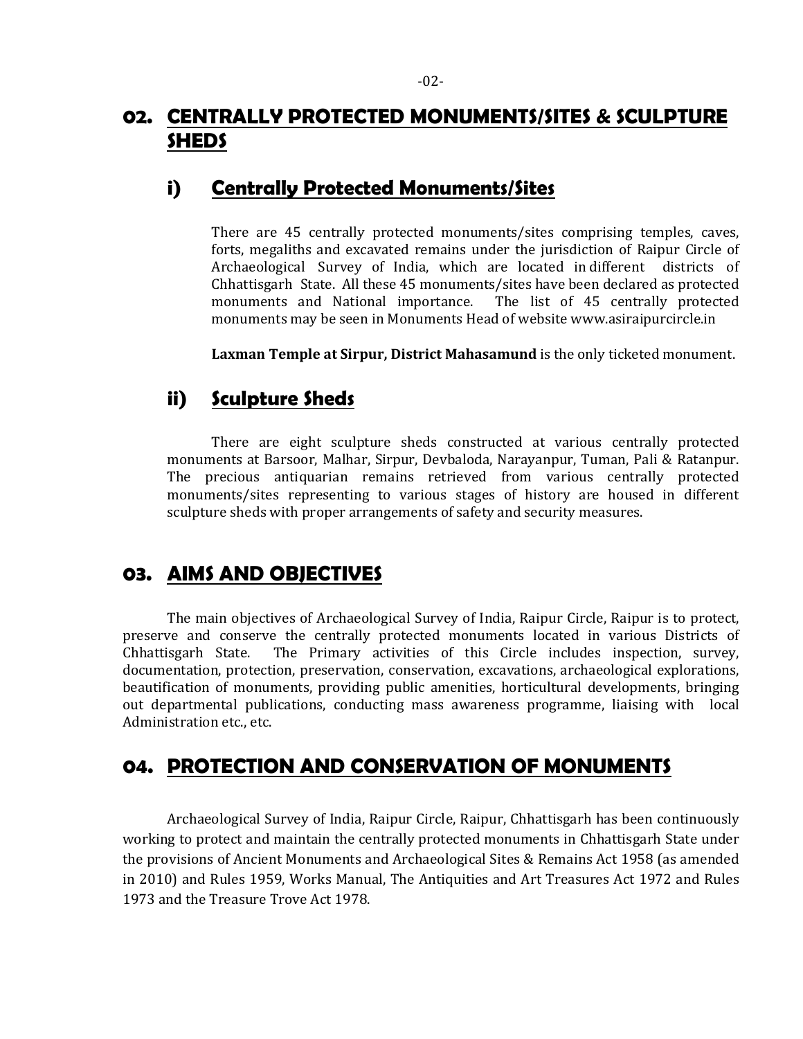## 02. CENTRALLY PROTECTED MONUMENTS/SITES & SCULPTURE SHEDS

### i) Centrally Protected Monuments/Sites

There are 45 centrally protected monuments/sites comprising temples, caves, forts, megaliths and excavated remains under the jurisdiction of Raipur Circle of Archaeological Survey of India, which are located in different districts of Chhattisgarh State. All these 45 monuments/sites have been declared as protected monuments and National importance. The list of 45 centrally protected monuments may be seen in Monuments Head of website www.asiraipurcircle.in

**Laxman Temple at Sirpur, District Mahasamund** is the only ticketed monument.

### ii) Sculpture Sheds

There are eight sculpture sheds constructed at various centrally protected monuments at Barsoor, Malhar, Sirpur, Devbaloda, Narayanpur, Tuman, Pali & Ratanpur. The precious antiquarian remains retrieved from various centrally protected monuments/sites representing to various stages of history are housed in different sculpture sheds with proper arrangements of safety and security measures.

## 03. AIMS AND OBJECTIVES

The main objectives of Archaeological Survey of India, Raipur Circle, Raipur is to protect, preserve and conserve the centrally protected monuments located in various Districts of Chhattisgarh State. The Primary activities of this Circle includes inspection, survey, documentation, protection, preservation, conservation, excavations, archaeological explorations, beautification of monuments, providing public amenities, horticultural developments, bringing out departmental publications, conducting mass awareness programme, liaising with local Administration etc., etc.

## 04. PROTECTION AND CONSERVATION OF MONUMENTS

Archaeological Survey of India, Raipur Circle, Raipur, Chhattisgarh has been continuously working to protect and maintain the centrally protected monuments in Chhattisgarh State under the provisions of Ancient Monuments and Archaeological Sites & Remains Act 1958 (as amended in 2010) and Rules 1959, Works Manual, The Antiquities and Art Treasures Act 1972 and Rules 1973 and the Treasure Trove Act 1978.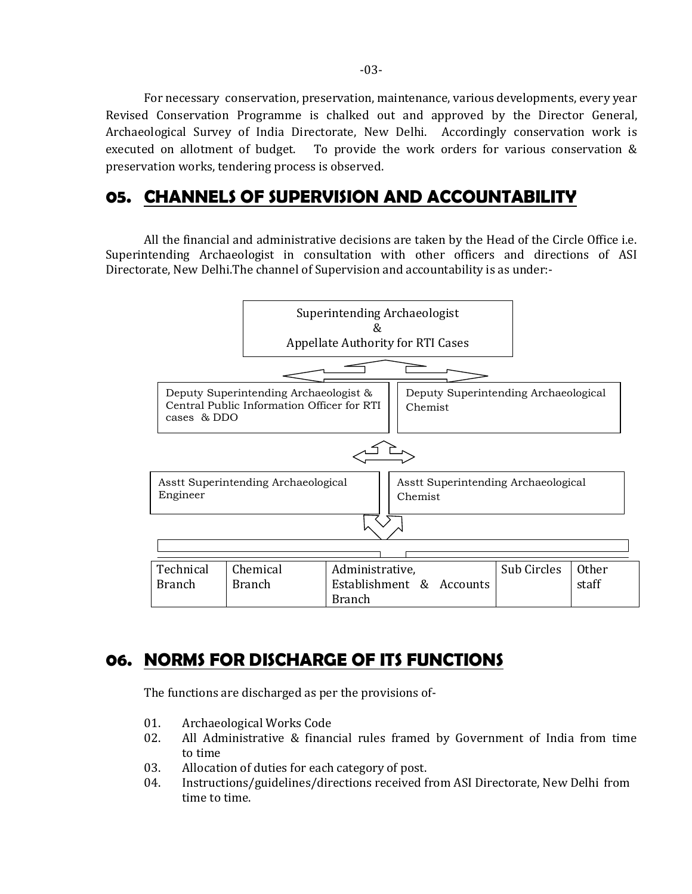For necessary conservation, preservation, maintenance, various developments, every year Revised Conservation Programme is chalked out and approved by the Director General, Archaeological Survey of India Directorate, New Delhi. Accordingly conservation work is executed on allotment of budget. To provide the work orders for various conservation & preservation works, tendering process is observed.

## 05. CHANNELS OF SUPERVISION AND ACCOUNTABILITY

All the financial and administrative decisions are taken by the Head of the Circle Office i.e. Superintending Archaeologist in consultation with other officers and directions of ASI Directorate, New Delhi.The channel of Supervision and accountability is as under:-

Superintending Archaeologist
&
Appellate Authority for RTI Cases

| Deputy Superintending Archaeologist & Central Public Information Officer for RTI cases & DDO | Deputy Superintending Archaeological Chemist |
|---|---|

| Asstt Superintending Archaeological Engineer | Asstt Superintending Archaeological Chemist |
|---|---|

| Technical Branch | Chemical Branch | Administrative, Establishment & Accounts Branch | Sub Circles | Other staff |
|---|---|---|---|---|

## 06. NORMS FOR DISCHARGE OF ITS FUNCTIONS

The functions are discharged as per the provisions of-

01. Archaeological Works Code
02. All Administrative & financial rules framed by Government of India from time to time
03. Allocation of duties for each category of post.
04. Instructions/guidelines/directions received from ASI Directorate, New Delhi from time to time.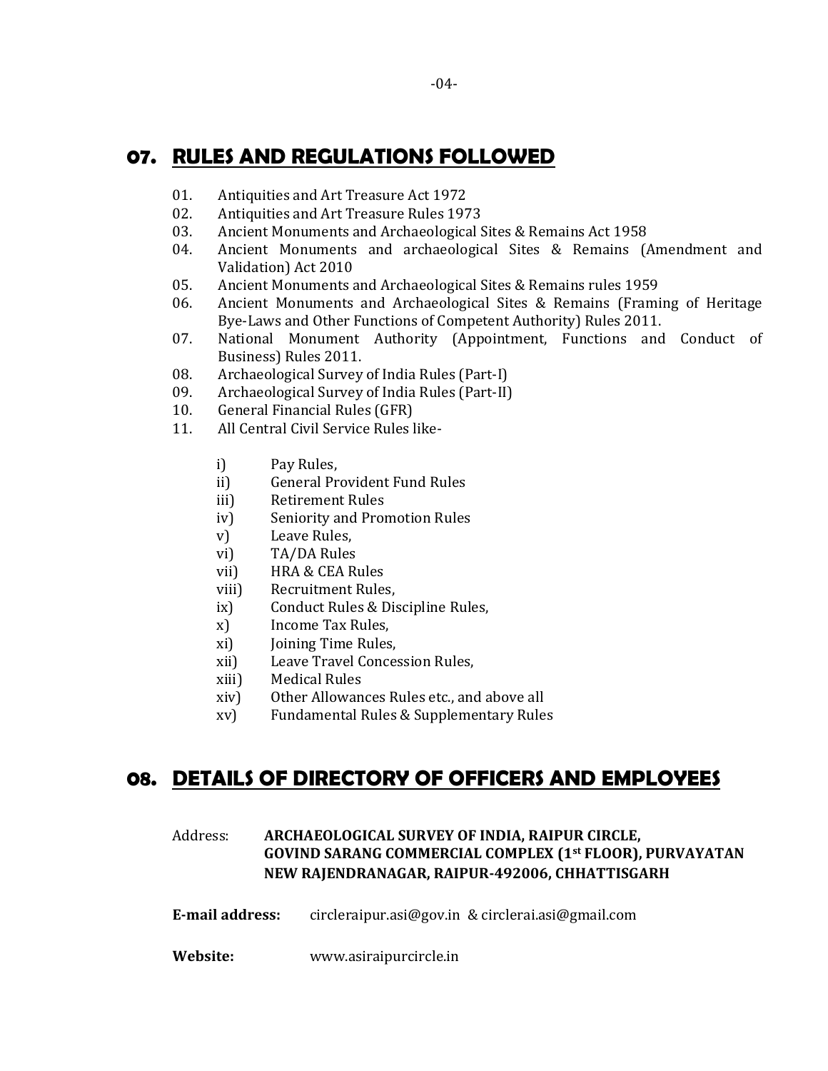## 07. RULES AND REGULATIONS FOLLOWED

01. Antiquities and Art Treasure Act 1972
02. Antiquities and Art Treasure Rules 1973
03. Ancient Monuments and Archaeological Sites & Remains Act 1958
04. Ancient Monuments and archaeological Sites & Remains (Amendment and Validation) Act 2010
05. Ancient Monuments and Archaeological Sites & Remains rules 1959
06. Ancient Monuments and Archaeological Sites & Remains (Framing of Heritage Bye-Laws and Other Functions of Competent Authority) Rules 2011.
07. National Monument Authority (Appointment, Functions and Conduct of Business) Rules 2011.
08. Archaeological Survey of India Rules (Part-I)
09. Archaeological Survey of India Rules (Part-II)
10. General Financial Rules (GFR)
11. All Central Civil Service Rules like-

    i) Pay Rules,
    ii) General Provident Fund Rules
    iii) Retirement Rules
    iv) Seniority and Promotion Rules
    v) Leave Rules,
    vi) TA/DA Rules
    vii) HRA & CEA Rules
    viii) Recruitment Rules,
    ix) Conduct Rules & Discipline Rules,
    x) Income Tax Rules,
    xi) Joining Time Rules,
    xii) Leave Travel Concession Rules,
    xiii) Medical Rules
    xiv) Other Allowances Rules etc., and above all
    xv) Fundamental Rules & Supplementary Rules

## 08. DETAILS OF DIRECTORY OF OFFICERS AND EMPLOYEES

Address: **ARCHAEOLOGICAL SURVEY OF INDIA, RAIPUR CIRCLE, GOVIND SARANG COMMERCIAL COMPLEX (1st FLOOR), PURVAYATAN NEW RAJENDRANAGAR, RAIPUR-492006, CHHATTISGARH**

**E-mail address:** circleraipur.asi@gov.in & circlerai.asi@gmail.com

**Website:** www.asiraipurcircle.in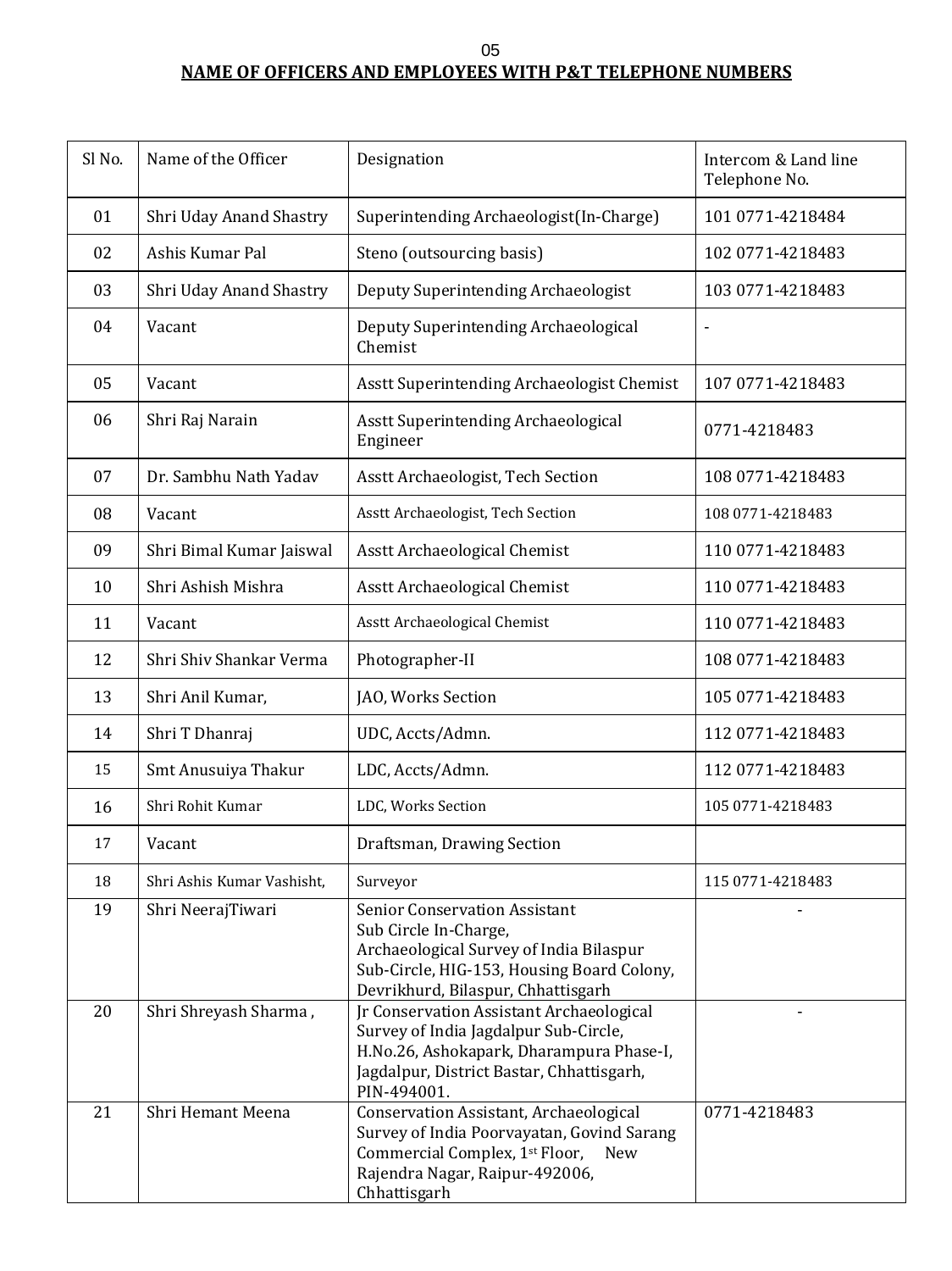## NAME OF OFFICERS AND EMPLOYEES WITH P&T TELEPHONE NUMBERS

| Sl No. | Name of the Officer | Designation | Intercom & Land line Telephone No. |
|---|---|---|---|
| 01 | Shri Uday Anand Shastry | Superintending Archaeologist(In-Charge) | 101 0771-4218484 |
| 02 | Ashis Kumar Pal | Steno (outsourcing basis) | 102 0771-4218483 |
| 03 | Shri Uday Anand Shastry | Deputy Superintending Archaeologist | 103 0771-4218483 |
| 04 | Vacant | Deputy Superintending Archaeological Chemist | - |
| 05 | Vacant | Asstt Superintending Archaeologist Chemist | 107 0771-4218483 |
| 06 | Shri Raj Narain | Asstt Superintending Archaeological Engineer | 0771-4218483 |
| 07 | Dr. Sambhu Nath Yadav | Asstt Archaeologist, Tech Section | 108 0771-4218483 |
| 08 | Vacant | Asstt Archaeologist, Tech Section | 108 0771-4218483 |
| 09 | Shri Bimal Kumar Jaiswal | Asstt Archaeological Chemist | 110 0771-4218483 |
| 10 | Shri Ashish Mishra | Asstt Archaeological Chemist | 110 0771-4218483 |
| 11 | Vacant | Asstt Archaeological Chemist | 110 0771-4218483 |
| 12 | Shri Shiv Shankar Verma | Photographer-II | 108 0771-4218483 |
| 13 | Shri Anil Kumar, | JAO, Works Section | 105 0771-4218483 |
| 14 | Shri T Dhanraj | UDC, Accts/Admn. | 112 0771-4218483 |
| 15 | Smt Anusuiya Thakur | LDC, Accts/Admn. | 112 0771-4218483 |
| 16 | Shri Rohit Kumar | LDC, Works Section | 105 0771-4218483 |
| 17 | Vacant | Draftsman, Drawing Section | |
| 18 | Shri Ashis Kumar Vashisht, | Surveyor | 115 0771-4218483 |
| 19 | Shri NeerajTiwari | Senior Conservation Assistant Sub Circle In-Charge, Archaeological Survey of India Bilaspur Sub-Circle, HIG-153, Housing Board Colony, Devrikhurd, Bilaspur, Chhattisgarh | - |
| 20 | Shri Shreyash Sharma , | Jr Conservation Assistant Archaeological Survey of India Jagdalpur Sub-Circle, H.No.26, Ashokapark, Dharampura Phase-I, Jagdalpur, District Bastar, Chhattisgarh, PIN-494001. | - |
| 21 | Shri Hemant Meena | Conservation Assistant, Archaeological Survey of India Poorvayatan, Govind Sarang Commercial Complex, 1st Floor, New Rajendra Nagar, Raipur-492006, Chhattisgarh | 0771-4218483 |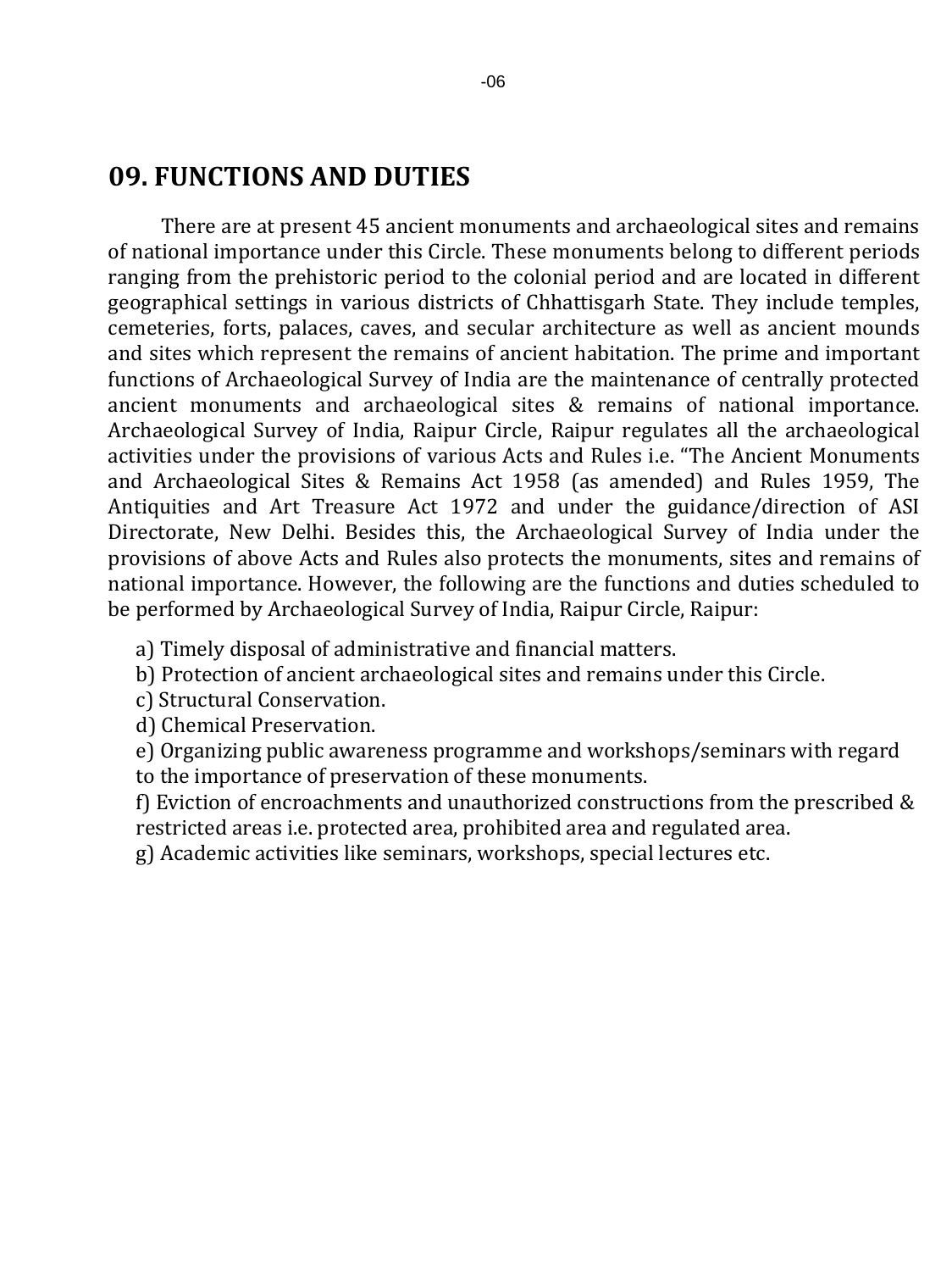## 09. FUNCTIONS AND DUTIES

There are at present 45 ancient monuments and archaeological sites and remains of national importance under this Circle. These monuments belong to different periods ranging from the prehistoric period to the colonial period and are located in different geographical settings in various districts of Chhattisgarh State. They include temples, cemeteries, forts, palaces, caves, and secular architecture as well as ancient mounds and sites which represent the remains of ancient habitation. The prime and important functions of Archaeological Survey of India are the maintenance of centrally protected ancient monuments and archaeological sites & remains of national importance. Archaeological Survey of India, Raipur Circle, Raipur regulates all the archaeological activities under the provisions of various Acts and Rules i.e. "The Ancient Monuments and Archaeological Sites & Remains Act 1958 (as amended) and Rules 1959, The Antiquities and Art Treasure Act 1972 and under the guidance/direction of ASI Directorate, New Delhi. Besides this, the Archaeological Survey of India under the provisions of above Acts and Rules also protects the monuments, sites and remains of national importance. However, the following are the functions and duties scheduled to be performed by Archaeological Survey of India, Raipur Circle, Raipur:

a) Timely disposal of administrative and financial matters.
b) Protection of ancient archaeological sites and remains under this Circle.
c) Structural Conservation.
d) Chemical Preservation.
e) Organizing public awareness programme and workshops/seminars with regard to the importance of preservation of these monuments.
f) Eviction of encroachments and unauthorized constructions from the prescribed & restricted areas i.e. protected area, prohibited area and regulated area.
g) Academic activities like seminars, workshops, special lectures etc.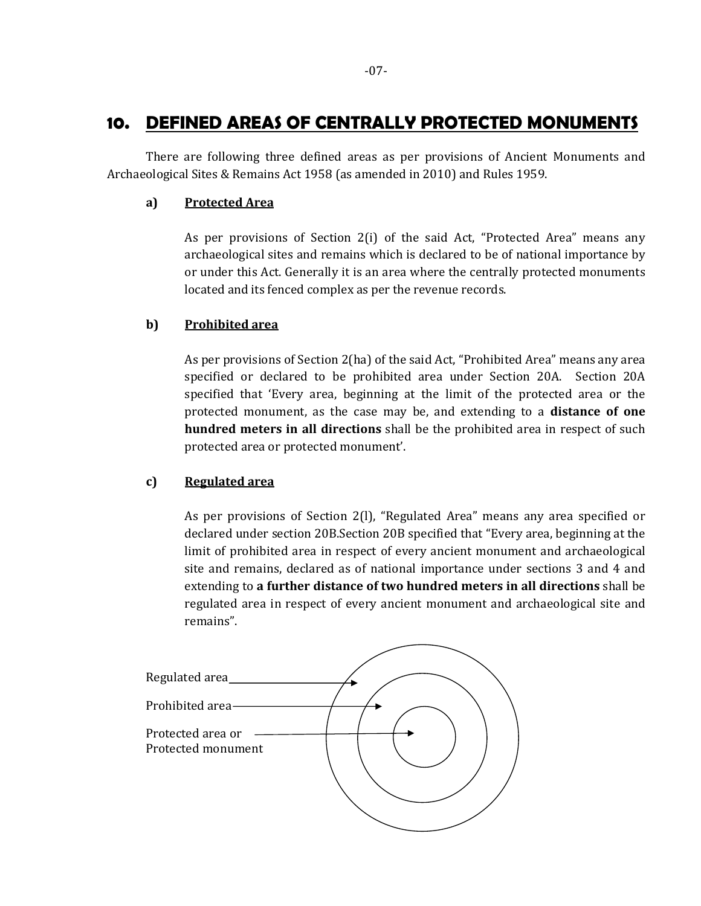## 10. DEFINED AREAS OF CENTRALLY PROTECTED MONUMENTS

There are following three defined areas as per provisions of Ancient Monuments and Archaeological Sites & Remains Act 1958 (as amended in 2010) and Rules 1959.

**a) Protected Area**

As per provisions of Section 2(i) of the said Act, "Protected Area" means any archaeological sites and remains which is declared to be of national importance by or under this Act. Generally it is an area where the centrally protected monuments located and its fenced complex as per the revenue records.

**b) Prohibited area**

As per provisions of Section 2(ha) of the said Act, "Prohibited Area" means any area specified or declared to be prohibited area under Section 20A. Section 20A specified that 'Every area, beginning at the limit of the protected area or the protected monument, as the case may be, and extending to a **distance of one hundred meters in all directions** shall be the prohibited area in respect of such protected area or protected monument'.

**c) Regulated area**

As per provisions of Section 2(l), "Regulated Area" means any area specified or declared under section 20B.Section 20B specified that "Every area, beginning at the limit of prohibited area in respect of every ancient monument and archaeological site and remains, declared as of national importance under sections 3 and 4 and extending to **a further distance of two hundred meters in all directions** shall be regulated area in respect of every ancient monument and archaeological site and remains".

Regulated area

Prohibited area

Protected area or
Protected monument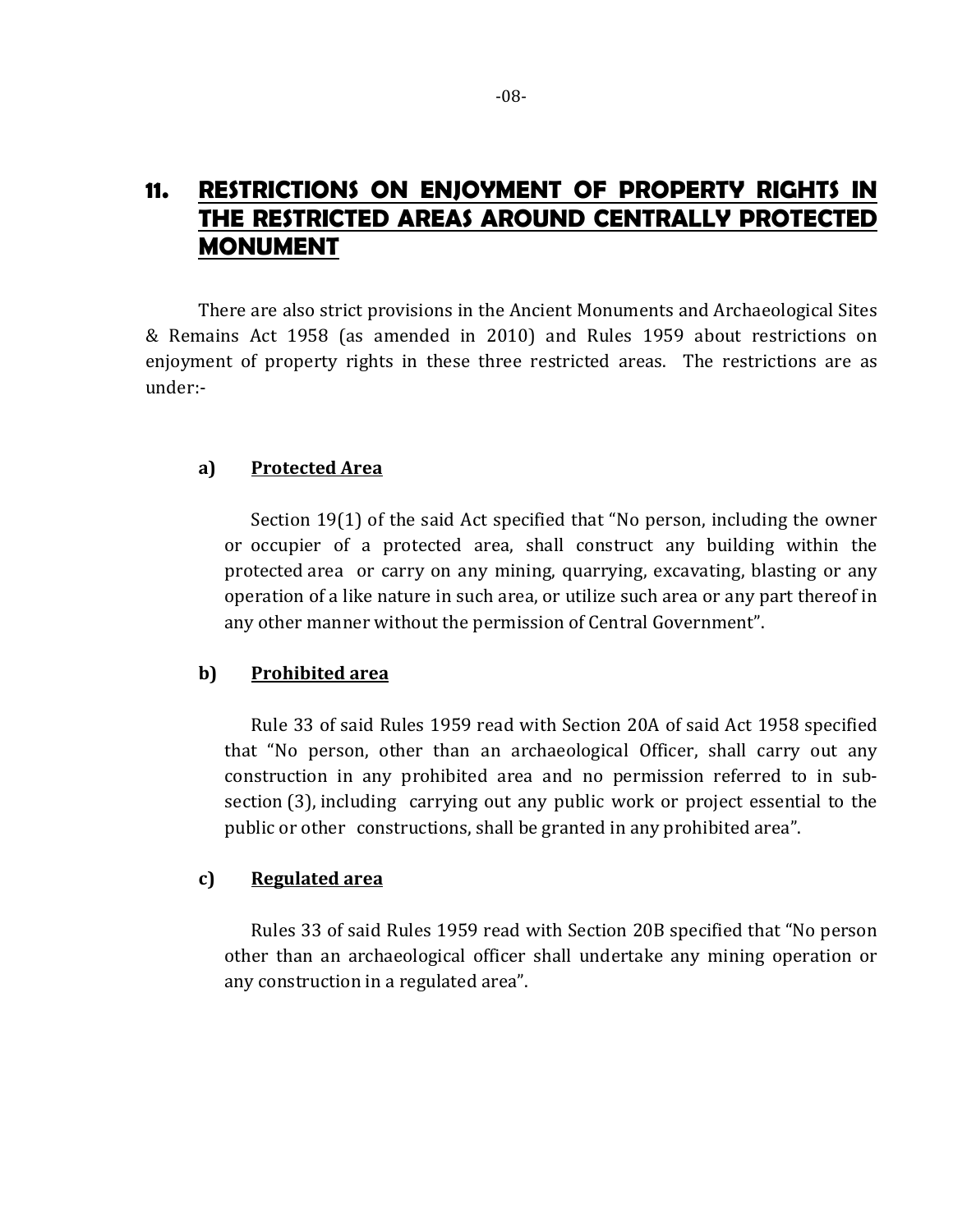## 11. RESTRICTIONS ON ENJOYMENT OF PROPERTY RIGHTS IN THE RESTRICTED AREAS AROUND CENTRALLY PROTECTED MONUMENT

There are also strict provisions in the Ancient Monuments and Archaeological Sites & Remains Act 1958 (as amended in 2010) and Rules 1959 about restrictions on enjoyment of property rights in these three restricted areas. The restrictions are as under:-

### a) Protected Area

Section 19(1) of the said Act specified that "No person, including the owner or occupier of a protected area, shall construct any building within the protected area or carry on any mining, quarrying, excavating, blasting or any operation of a like nature in such area, or utilize such area or any part thereof in any other manner without the permission of Central Government".

### b) Prohibited area

Rule 33 of said Rules 1959 read with Section 20A of said Act 1958 specified that "No person, other than an archaeological Officer, shall carry out any construction in any prohibited area and no permission referred to in sub-section (3), including carrying out any public work or project essential to the public or other constructions, shall be granted in any prohibited area".

### c) Regulated area

Rules 33 of said Rules 1959 read with Section 20B specified that "No person other than an archaeological officer shall undertake any mining operation or any construction in a regulated area".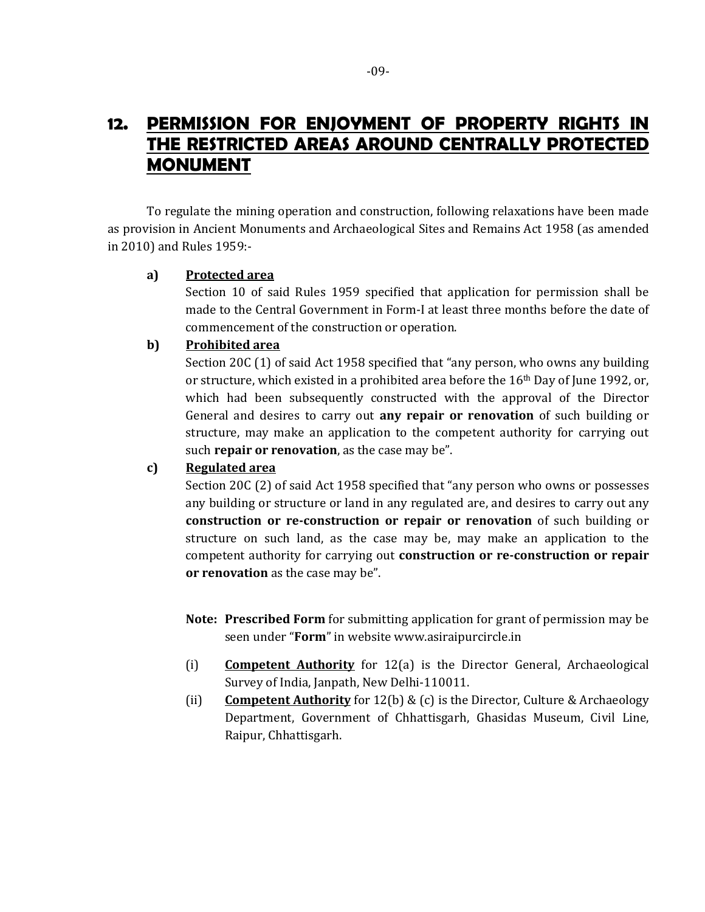## 12. PERMISSION FOR ENJOYMENT OF PROPERTY RIGHTS IN THE RESTRICTED AREAS AROUND CENTRALLY PROTECTED MONUMENT

To regulate the mining operation and construction, following relaxations have been made as provision in Ancient Monuments and Archaeological Sites and Remains Act 1958 (as amended in 2010) and Rules 1959:-

**a) Protected area**

Section 10 of said Rules 1959 specified that application for permission shall be made to the Central Government in Form-I at least three months before the date of commencement of the construction or operation.

**b) Prohibited area**

Section 20C (1) of said Act 1958 specified that "any person, who owns any building or structure, which existed in a prohibited area before the 16th Day of June 1992, or, which had been subsequently constructed with the approval of the Director General and desires to carry out **any repair or renovation** of such building or structure, may make an application to the competent authority for carrying out such **repair or renovation**, as the case may be".

**c) Regulated area**

Section 20C (2) of said Act 1958 specified that "any person who owns or possesses any building or structure or land in any regulated are, and desires to carry out any **construction or re-construction or repair or renovation** of such building or structure on such land, as the case may be, may make an application to the competent authority for carrying out **construction or re-construction or repair or renovation** as the case may be".

**Note: Prescribed Form** for submitting application for grant of permission may be seen under "**Form**" in website www.asiraipurcircle.in

(i) **Competent Authority** for 12(a) is the Director General, Archaeological Survey of India, Janpath, New Delhi-110011.

(ii) **Competent Authority** for 12(b) & (c) is the Director, Culture & Archaeology Department, Government of Chhattisgarh, Ghasidas Museum, Civil Line, Raipur, Chhattisgarh.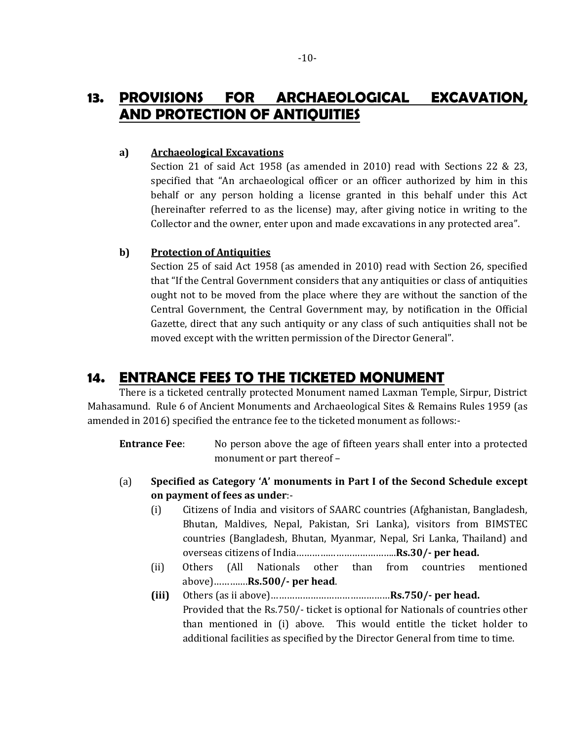## 13. PROVISIONS FOR ARCHAEOLOGICAL EXCAVATION, AND PROTECTION OF ANTIQUITIES

**a) Archaeological Excavations**

Section 21 of said Act 1958 (as amended in 2010) read with Sections 22 & 23, specified that "An archaeological officer or an officer authorized by him in this behalf or any person holding a license granted in this behalf under this Act (hereinafter referred to as the license) may, after giving notice in writing to the Collector and the owner, enter upon and made excavations in any protected area".

**b) Protection of Antiquities**

Section 25 of said Act 1958 (as amended in 2010) read with Section 26, specified that "If the Central Government considers that any antiquities or class of antiquities ought not to be moved from the place where they are without the sanction of the Central Government, the Central Government may, by notification in the Official Gazette, direct that any such antiquity or any class of such antiquities shall not be moved except with the written permission of the Director General".

## 14. ENTRANCE FEES TO THE TICKETED MONUMENT

There is a ticketed centrally protected Monument named Laxman Temple, Sirpur, District Mahasamund. Rule 6 of Ancient Monuments and Archaeological Sites & Remains Rules 1959 (as amended in 2016) specified the entrance fee to the ticketed monument as follows:-

**Entrance Fee**: No person above the age of fifteen years shall enter into a protected monument or part thereof –

(a) **Specified as Category 'A' monuments in Part I of the Second Schedule except on payment of fees as under**:-

(i) Citizens of India and visitors of SAARC countries (Afghanistan, Bangladesh, Bhutan, Maldives, Nepal, Pakistan, Sri Lanka), visitors from BIMSTEC countries (Bangladesh, Bhutan, Myanmar, Nepal, Sri Lanka, Thailand) and overseas citizens of India………..……………………..**Rs.30/- per head.**

(ii) Others (All Nationals other than from countries mentioned above)…………**Rs.500/- per head**.

**(iii)** Others (as ii above)………………………………………**Rs.750/- per head.**
Provided that the Rs.750/- ticket is optional for Nationals of countries other than mentioned in (i) above. This would entitle the ticket holder to additional facilities as specified by the Director General from time to time.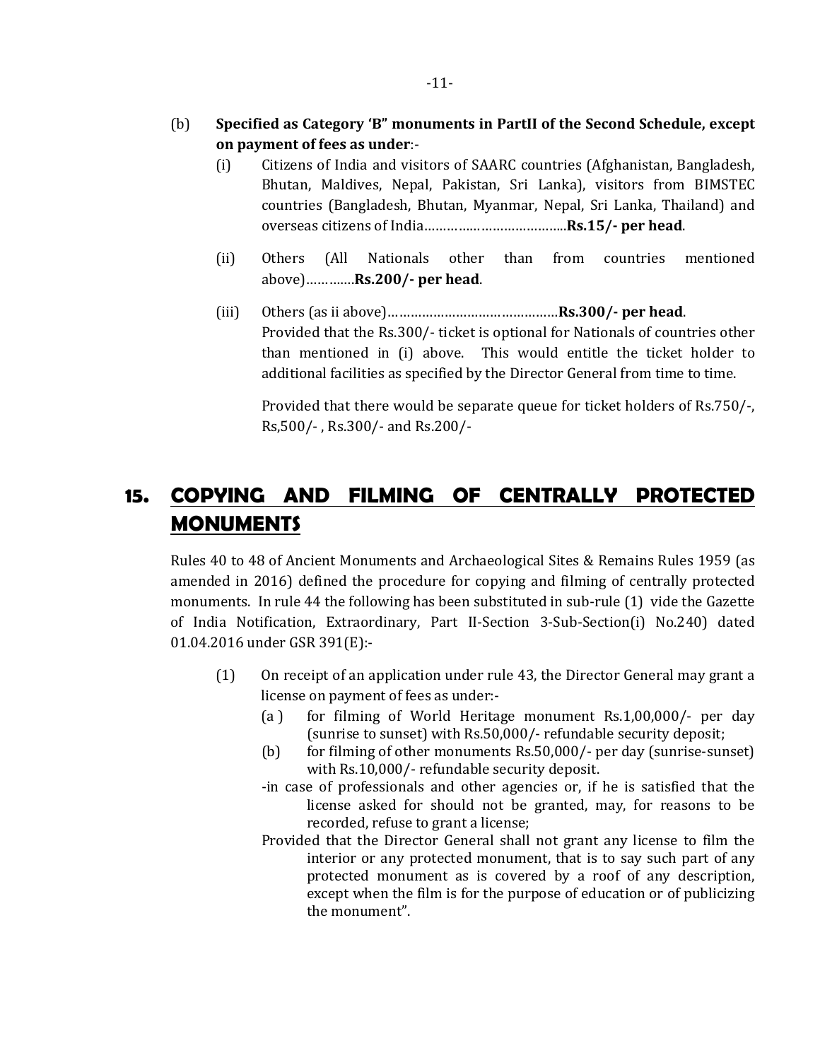(b) **Specified as Category 'B" monuments in PartII of the Second Schedule, except on payment of fees as under**:-

(i) Citizens of India and visitors of SAARC countries (Afghanistan, Bangladesh, Bhutan, Maldives, Nepal, Pakistan, Sri Lanka), visitors from BIMSTEC countries (Bangladesh, Bhutan, Myanmar, Nepal, Sri Lanka, Thailand) and overseas citizens of India……………………………...**Rs.15/- per head**.

(ii) Others (All Nationals other than from countries mentioned above)…………**Rs.200/- per head**.

(iii) Others (as ii above)………………………………………**Rs.300/- per head**.
Provided that the Rs.300/- ticket is optional for Nationals of countries other than mentioned in (i) above. This would entitle the ticket holder to additional facilities as specified by the Director General from time to time.

Provided that there would be separate queue for ticket holders of Rs.750/-, Rs,500/- , Rs.300/- and Rs.200/-

## 15. COPYING AND FILMING OF CENTRALLY PROTECTED MONUMENTS

Rules 40 to 48 of Ancient Monuments and Archaeological Sites & Remains Rules 1959 (as amended in 2016) defined the procedure for copying and filming of centrally protected monuments. In rule 44 the following has been substituted in sub-rule (1) vide the Gazette of India Notification, Extraordinary, Part II-Section 3-Sub-Section(i) No.240) dated 01.04.2016 under GSR 391(E):-

(1) On receipt of an application under rule 43, the Director General may grant a license on payment of fees as under:-

(a ) for filming of World Heritage monument Rs.1,00,000/- per day (sunrise to sunset) with Rs.50,000/- refundable security deposit;

(b) for filming of other monuments Rs.50,000/- per day (sunrise-sunset) with Rs.10,000/- refundable security deposit.

-in case of professionals and other agencies or, if he is satisfied that the license asked for should not be granted, may, for reasons to be recorded, refuse to grant a license;

Provided that the Director General shall not grant any license to film the interior or any protected monument, that is to say such part of any protected monument as is covered by a roof of any description, except when the film is for the purpose of education or of publicizing the monument".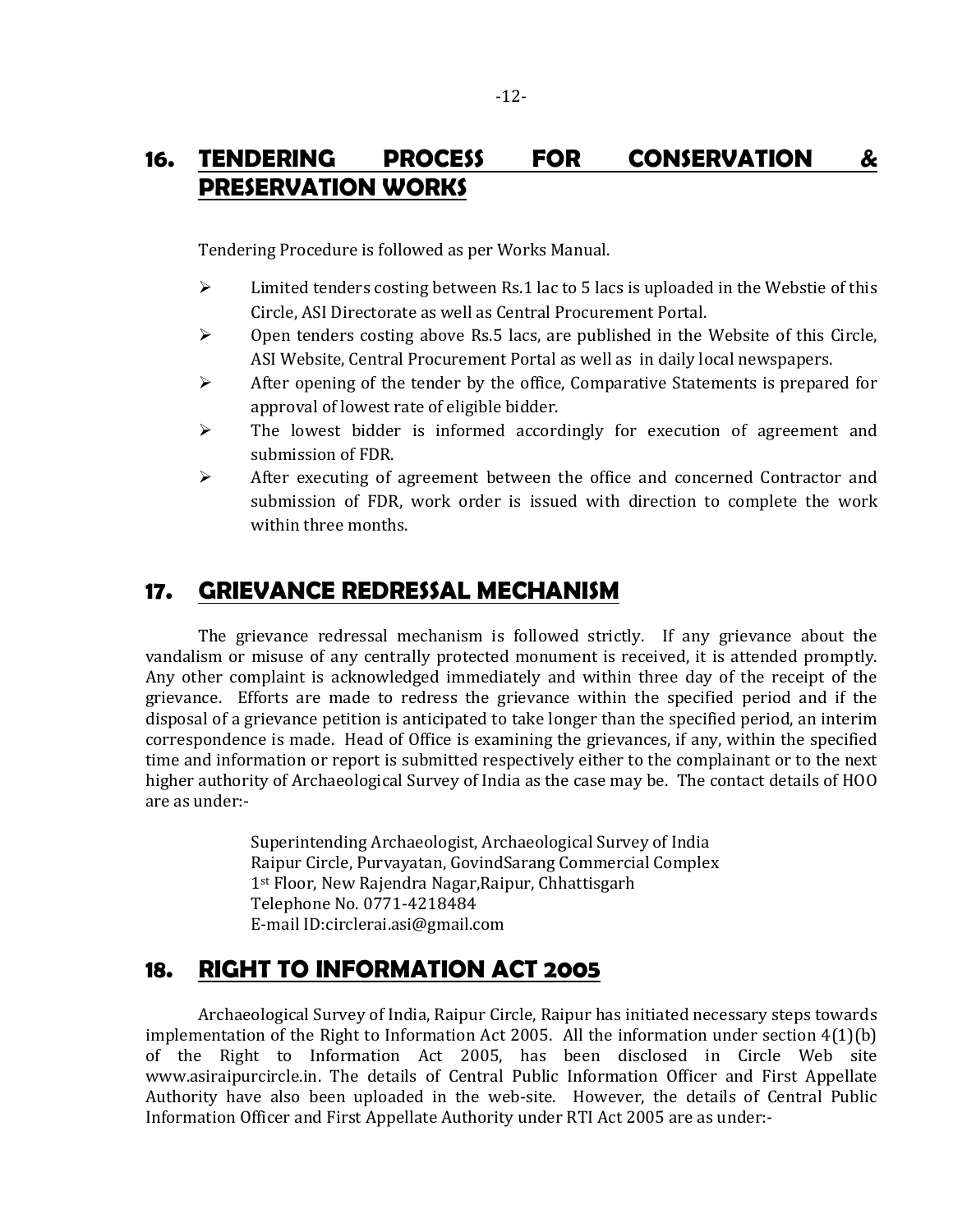## 16. TENDERING PROCESS FOR CONSERVATION & PRESERVATION WORKS

Tendering Procedure is followed as per Works Manual.

- Limited tenders costing between Rs.1 lac to 5 lacs is uploaded in the Webstie of this Circle, ASI Directorate as well as Central Procurement Portal.
- Open tenders costing above Rs.5 lacs, are published in the Website of this Circle, ASI Website, Central Procurement Portal as well as in daily local newspapers.
- After opening of the tender by the office, Comparative Statements is prepared for approval of lowest rate of eligible bidder.
- The lowest bidder is informed accordingly for execution of agreement and submission of FDR.
- After executing of agreement between the office and concerned Contractor and submission of FDR, work order is issued with direction to complete the work within three months.

## 17. GRIEVANCE REDRESSAL MECHANISM

The grievance redressal mechanism is followed strictly. If any grievance about the vandalism or misuse of any centrally protected monument is received, it is attended promptly. Any other complaint is acknowledged immediately and within three day of the receipt of the grievance. Efforts are made to redress the grievance within the specified period and if the disposal of a grievance petition is anticipated to take longer than the specified period, an interim correspondence is made. Head of Office is examining the grievances, if any, within the specified time and information or report is submitted respectively either to the complainant or to the next higher authority of Archaeological Survey of India as the case may be. The contact details of HOO are as under:-

Superintending Archaeologist, Archaeological Survey of India
Raipur Circle, Purvayatan, GovindSarang Commercial Complex
1st Floor, New Rajendra Nagar,Raipur, Chhattisgarh
Telephone No. 0771-4218484
E-mail ID:circlerai.asi@gmail.com

## 18. RIGHT TO INFORMATION ACT 2005

Archaeological Survey of India, Raipur Circle, Raipur has initiated necessary steps towards implementation of the Right to Information Act 2005. All the information under section 4(1)(b) of the Right to Information Act 2005, has been disclosed in Circle Web site www.asiraipurcircle.in. The details of Central Public Information Officer and First Appellate Authority have also been uploaded in the web-site. However, the details of Central Public Information Officer and First Appellate Authority under RTI Act 2005 are as under:-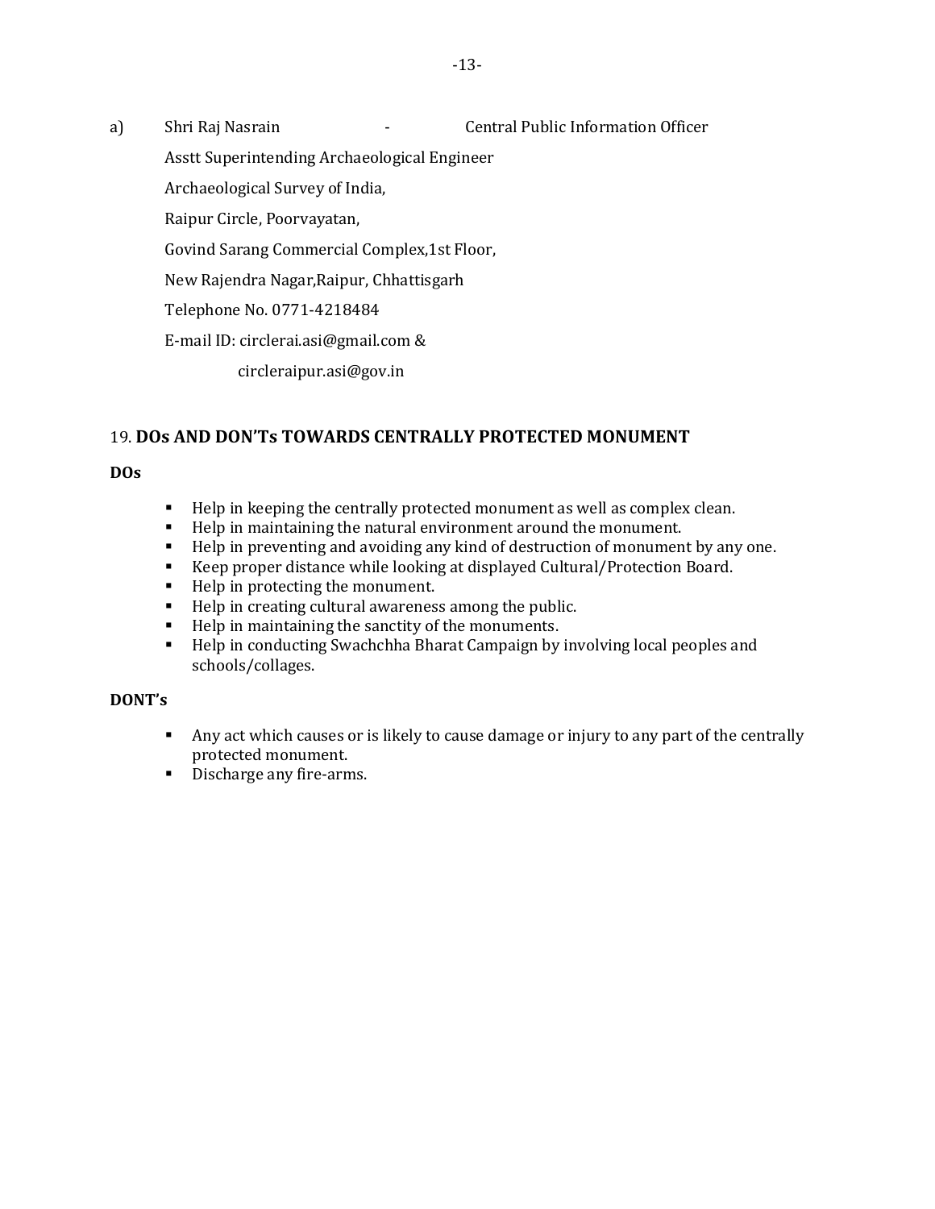a) Shri Raj Nasrain - Central Public Information Officer

Asstt Superintending Archaeological Engineer

Archaeological Survey of India,

Raipur Circle, Poorvayatan,

Govind Sarang Commercial Complex,1st Floor,

New Rajendra Nagar,Raipur, Chhattisgarh

Telephone No. 0771-4218484

E-mail ID: circlerai.asi@gmail.com &

circleraipur.asi@gov.in

## 19. DOs AND DON'Ts TOWARDS CENTRALLY PROTECTED MONUMENT

**DOs**

- Help in keeping the centrally protected monument as well as complex clean.
- Help in maintaining the natural environment around the monument.
- Help in preventing and avoiding any kind of destruction of monument by any one.
- Keep proper distance while looking at displayed Cultural/Protection Board.
- Help in protecting the monument.
- Help in creating cultural awareness among the public.
- Help in maintaining the sanctity of the monuments.
- Help in conducting Swachchha Bharat Campaign by involving local peoples and schools/collages.

**DONT's**

- Any act which causes or is likely to cause damage or injury to any part of the centrally protected monument.
- Discharge any fire-arms.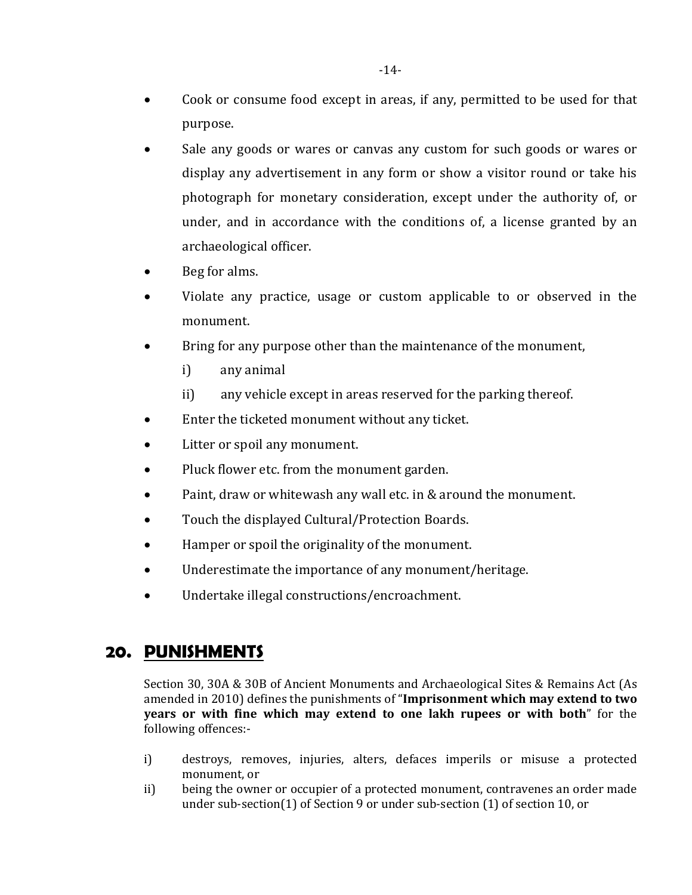- Cook or consume food except in areas, if any, permitted to be used for that purpose.
- Sale any goods or wares or canvas any custom for such goods or wares or display any advertisement in any form or show a visitor round or take his photograph for monetary consideration, except under the authority of, or under, and in accordance with the conditions of, a license granted by an archaeological officer.
- Beg for alms.
- Violate any practice, usage or custom applicable to or observed in the monument.
- Bring for any purpose other than the maintenance of the monument,
  - i) any animal
  - ii) any vehicle except in areas reserved for the parking thereof.
- Enter the ticketed monument without any ticket.
- Litter or spoil any monument.
- Pluck flower etc. from the monument garden.
- Paint, draw or whitewash any wall etc. in & around the monument.
- Touch the displayed Cultural/Protection Boards.
- Hamper or spoil the originality of the monument.
- Underestimate the importance of any monument/heritage.
- Undertake illegal constructions/encroachment.

## 20. PUNISHMENTS

Section 30, 30A & 30B of Ancient Monuments and Archaeological Sites & Remains Act (As amended in 2010) defines the punishments of "**Imprisonment which may extend to two years or with fine which may extend to one lakh rupees or with both**" for the following offences:-

i) destroys, removes, injuries, alters, defaces imperils or misuse a protected monument, or

ii) being the owner or occupier of a protected monument, contravenes an order made under sub-section(1) of Section 9 or under sub-section (1) of section 10, or